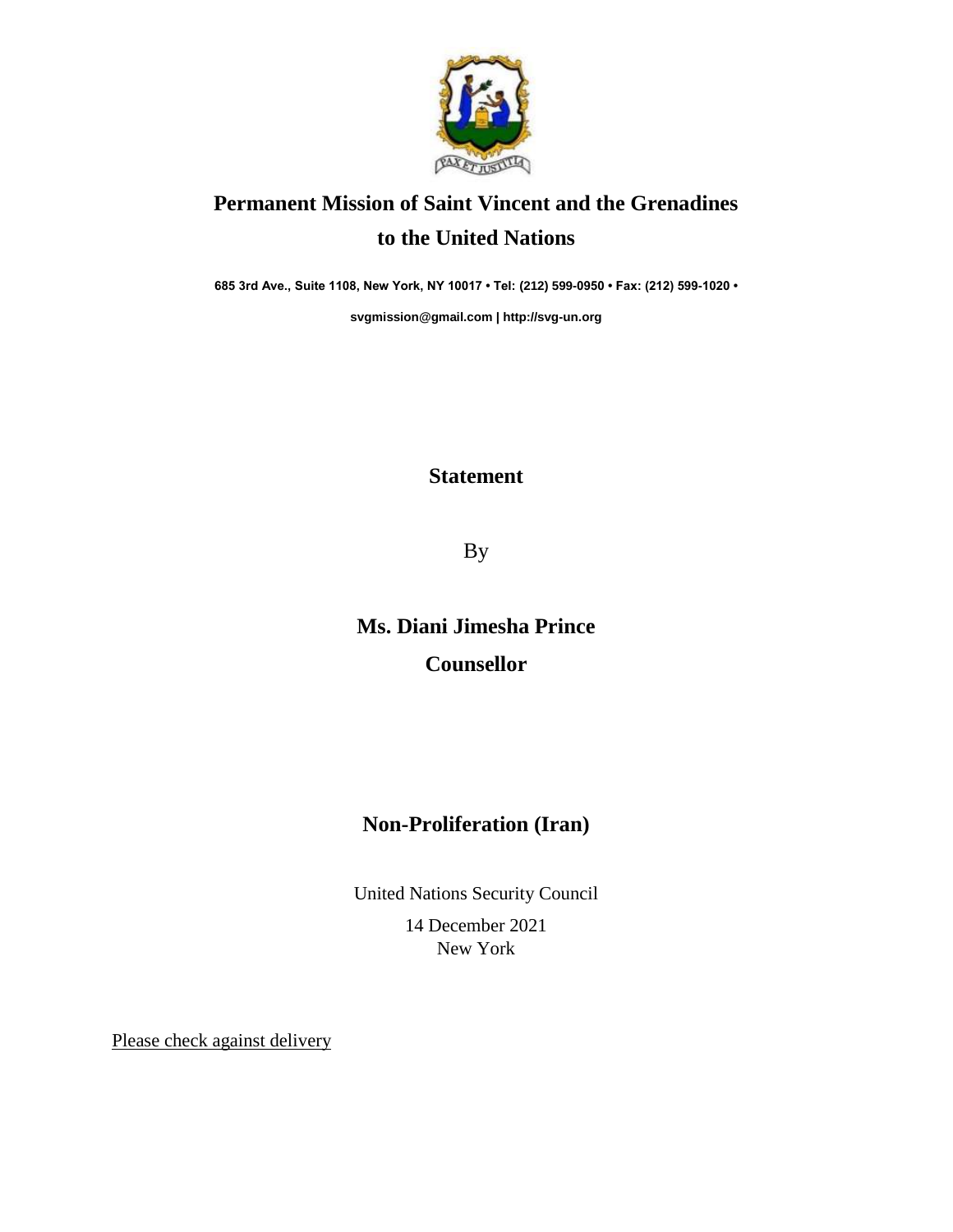# Permanent Mission of Saint Vincent and the Grenadines to the United Nations

**685 3rd Ave., Suite 1108, New York, NY 10017 • Tel: (212) 599-0950 • Fax: (212) 599-1020 •**

**svgmission@gmail.com | http://svg-un.org**

## Statement

By

## Ms. Diani Jimesha Prince

## Counsellor

## Non-Proliferation (Iran)

United Nations Security Council

14 December 2021

New York

Please check against delivery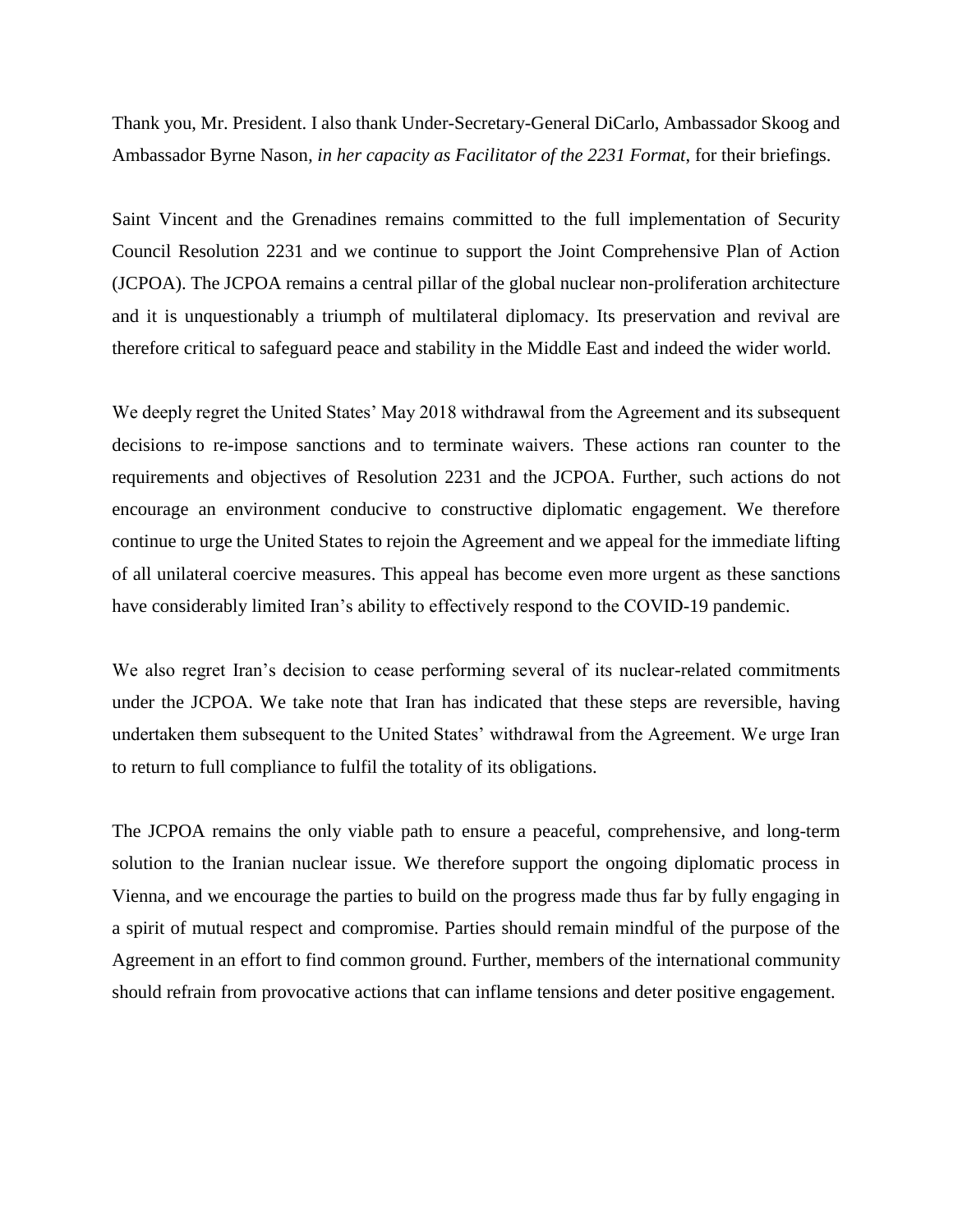Thank you, Mr. President. I also thank Under-Secretary-General DiCarlo, Ambassador Skoog and Ambassador Byrne Nason, *in her capacity as Facilitator of the 2231 Format*, for their briefings.

Saint Vincent and the Grenadines remains committed to the full implementation of Security Council Resolution 2231 and we continue to support the Joint Comprehensive Plan of Action (JCPOA). The JCPOA remains a central pillar of the global nuclear non-proliferation architecture and it is unquestionably a triumph of multilateral diplomacy. Its preservation and revival are therefore critical to safeguard peace and stability in the Middle East and indeed the wider world.

We deeply regret the United States' May 2018 withdrawal from the Agreement and its subsequent decisions to re-impose sanctions and to terminate waivers. These actions ran counter to the requirements and objectives of Resolution 2231 and the JCPOA. Further, such actions do not encourage an environment conducive to constructive diplomatic engagement. We therefore continue to urge the United States to rejoin the Agreement and we appeal for the immediate lifting of all unilateral coercive measures. This appeal has become even more urgent as these sanctions have considerably limited Iran's ability to effectively respond to the COVID-19 pandemic.

We also regret Iran's decision to cease performing several of its nuclear-related commitments under the JCPOA. We take note that Iran has indicated that these steps are reversible, having undertaken them subsequent to the United States' withdrawal from the Agreement. We urge Iran to return to full compliance to fulfil the totality of its obligations.

The JCPOA remains the only viable path to ensure a peaceful, comprehensive, and long-term solution to the Iranian nuclear issue. We therefore support the ongoing diplomatic process in Vienna, and we encourage the parties to build on the progress made thus far by fully engaging in a spirit of mutual respect and compromise. Parties should remain mindful of the purpose of the Agreement in an effort to find common ground. Further, members of the international community should refrain from provocative actions that can inflame tensions and deter positive engagement.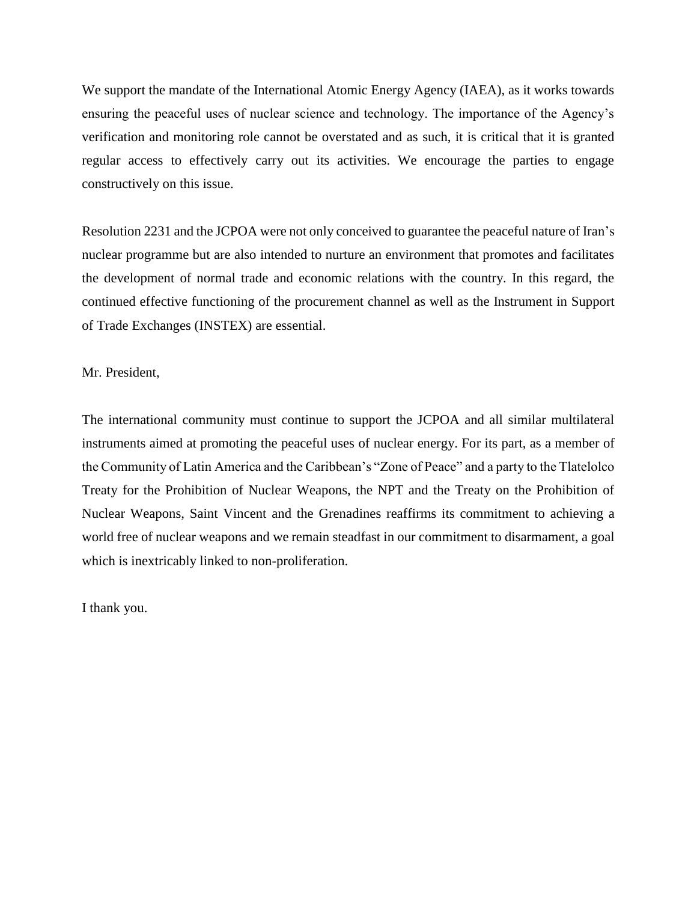We support the mandate of the International Atomic Energy Agency (IAEA), as it works towards ensuring the peaceful uses of nuclear science and technology. The importance of the Agency's verification and monitoring role cannot be overstated and as such, it is critical that it is granted regular access to effectively carry out its activities. We encourage the parties to engage constructively on this issue.

Resolution 2231 and the JCPOA were not only conceived to guarantee the peaceful nature of Iran's nuclear programme but are also intended to nurture an environment that promotes and facilitates the development of normal trade and economic relations with the country. In this regard, the continued effective functioning of the procurement channel as well as the Instrument in Support of Trade Exchanges (INSTEX) are essential.

Mr. President,

The international community must continue to support the JCPOA and all similar multilateral instruments aimed at promoting the peaceful uses of nuclear energy. For its part, as a member of the Community of Latin America and the Caribbean's "Zone of Peace" and a party to the Tlatelolco Treaty for the Prohibition of Nuclear Weapons, the NPT and the Treaty on the Prohibition of Nuclear Weapons, Saint Vincent and the Grenadines reaffirms its commitment to achieving a world free of nuclear weapons and we remain steadfast in our commitment to disarmament, a goal which is inextricably linked to non-proliferation.

I thank you.